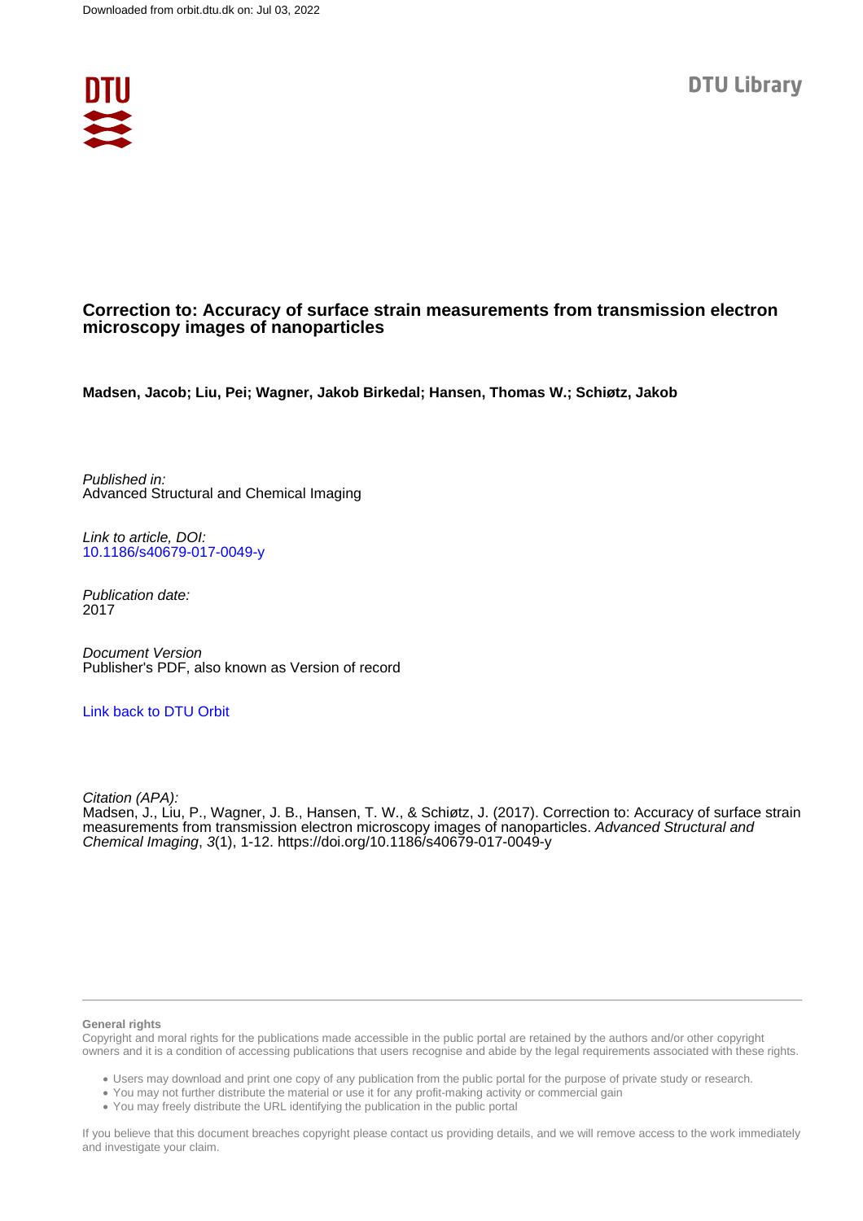Downloaded from orbit.dtu.dk on: Jul 03, 2022

DTU Library

# Correction to: Accuracy of surface strain measurements from transmission electron microscopy images of nanoparticles

**Madsen, Jacob; Liu, Pei; Wagner, Jakob Birkedal; Hansen, Thomas W.; Schiøtz, Jakob**

*Published in:*
Advanced Structural and Chemical Imaging

*Link to article, DOI:*
10.1186/s40679-017-0049-y

*Publication date:*
2017

*Document Version*
Publisher's PDF, also known as Version of record

Link back to DTU Orbit

*Citation (APA):*
Madsen, J., Liu, P., Wagner, J. B., Hansen, T. W., & Schiøtz, J. (2017). Correction to: Accuracy of surface strain measurements from transmission electron microscopy images of nanoparticles. *Advanced Structural and Chemical Imaging*, *3*(1), 1-12. https://doi.org/10.1186/s40679-017-0049-y

**General rights**

Copyright and moral rights for the publications made accessible in the public portal are retained by the authors and/or other copyright owners and it is a condition of accessing publications that users recognise and abide by the legal requirements associated with these rights.

- Users may download and print one copy of any publication from the public portal for the purpose of private study or research.
- You may not further distribute the material or use it for any profit-making activity or commercial gain
- You may freely distribute the URL identifying the publication in the public portal

If you believe that this document breaches copyright please contact us providing details, and we will remove access to the work immediately and investigate your claim.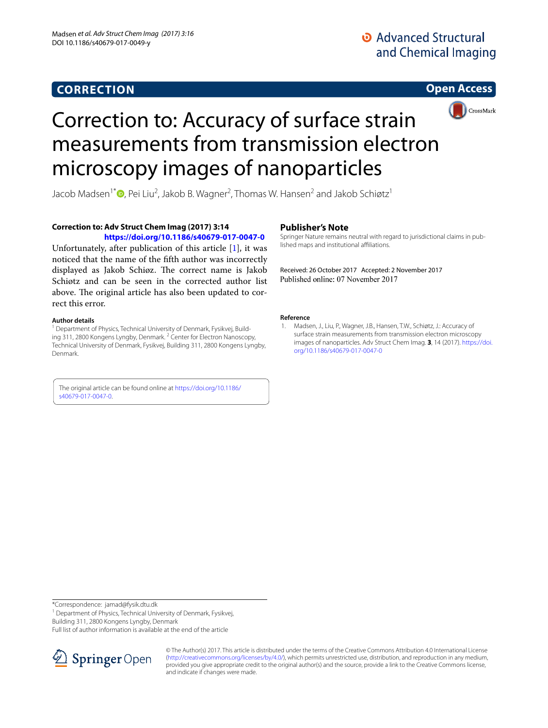**CORRECTION** **Open Access**

# Correction to: Accuracy of surface strain measurements from transmission electron microscopy images of nanoparticles

Jacob Madsen[1*], Pei Liu[2], Jakob B. Wagner[2], Thomas W. Hansen[2] and Jakob Schiøtz[1]

**Correction to: Adv Struct Chem Imag (2017) 3:14**
**https://doi.org/10.1186/s40679-017-0047-0**

Unfortunately, after publication of this article [1], it was noticed that the name of the fifth author was incorrectly displayed as Jakob Schiøz. The correct name is Jakob Schiøtz and can be seen in the corrected author list above. The original article has also been updated to correct this error.

**Author details**
[1] Department of Physics, Technical University of Denmark, Fysikvej, Building 311, 2800 Kongens Lyngby, Denmark. [2] Center for Electron Nanoscopy, Technical University of Denmark, Fysikvej, Building 311, 2800 Kongens Lyngby, Denmark.

The original article can be found online at https://doi.org/10.1186/s40679-017-0047-0.

## Publisher's Note

Springer Nature remains neutral with regard to jurisdictional claims in published maps and institutional affiliations.

Received: 26 October 2017 Accepted: 2 November 2017
Published online: 07 November 2017

**Reference**

1. Madsen, J., Liu, P., Wagner, J.B., Hansen, T.W., Schiøtz, J.: Accuracy of surface strain measurements from transmission electron microscopy images of nanoparticles. Adv Struct Chem Imag. **3**, 14 (2017). https://doi.org/10.1186/s40679-017-0047-0

*Correspondence: jamad@fysik.dtu.dk
[1] Department of Physics, Technical University of Denmark, Fysikvej, Building 311, 2800 Kongens Lyngby, Denmark
Full list of author information is available at the end of the article

© The Author(s) 2017. This article is distributed under the terms of the Creative Commons Attribution 4.0 International License (http://creativecommons.org/licenses/by/4.0/), which permits unrestricted use, distribution, and reproduction in any medium, provided you give appropriate credit to the original author(s) and the source, provide a link to the Creative Commons license, and indicate if changes were made.